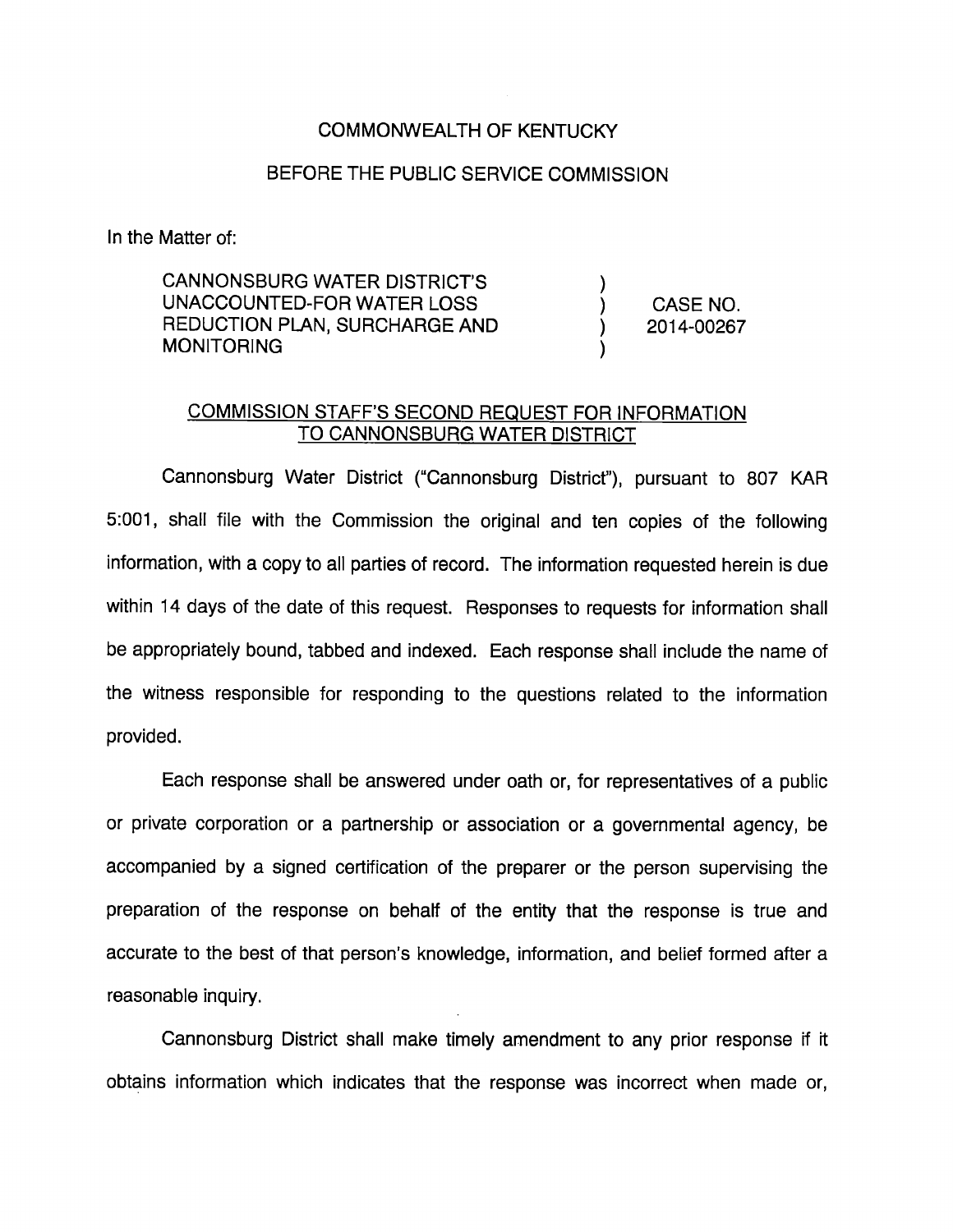COMMONWEALTH OF KENTUCKY

BEFORE THE PUBLIC SERVICE COMMISSION

In the Matter of:

CANNONSBURG WATER DISTRICT'S UNACCOUNTED-FOR WATER LOSS REDUCTION PLAN, SURCHARGE AND MONITORING ) ) ) ) CASE NO. 2014-00267

COMMISSION STAFF'S SECOND REQUEST FOR INFORMATION TO CANNONSBURG WATER DISTRICT

Cannonsburg Water District ("Cannonsburg District"), pursuant to 807 KAR 5:001, shall file with the Commission the original and ten copies of the following information, with a copy to all parties of record. The information requested herein is due within 14 days of the date of this request. Responses to requests for information shall be appropriately bound, tabbed and indexed. Each response shall include the name of the witness responsible for responding to the questions related to the information provided.

Each response shall be answered under oath or, for representatives of a public or private corporation or a partnership or association or a governmental agency, be accompanied by a signed certification of the preparer or the person supervising the preparation of the response on behalf of the entity that the response is true and accurate to the best of that person's knowledge, information, and belief formed after a reasonable inquiry.

Cannonsburg District shall make timely amendment to any prior response if it obtains information which indicates that the response was incorrect when made or,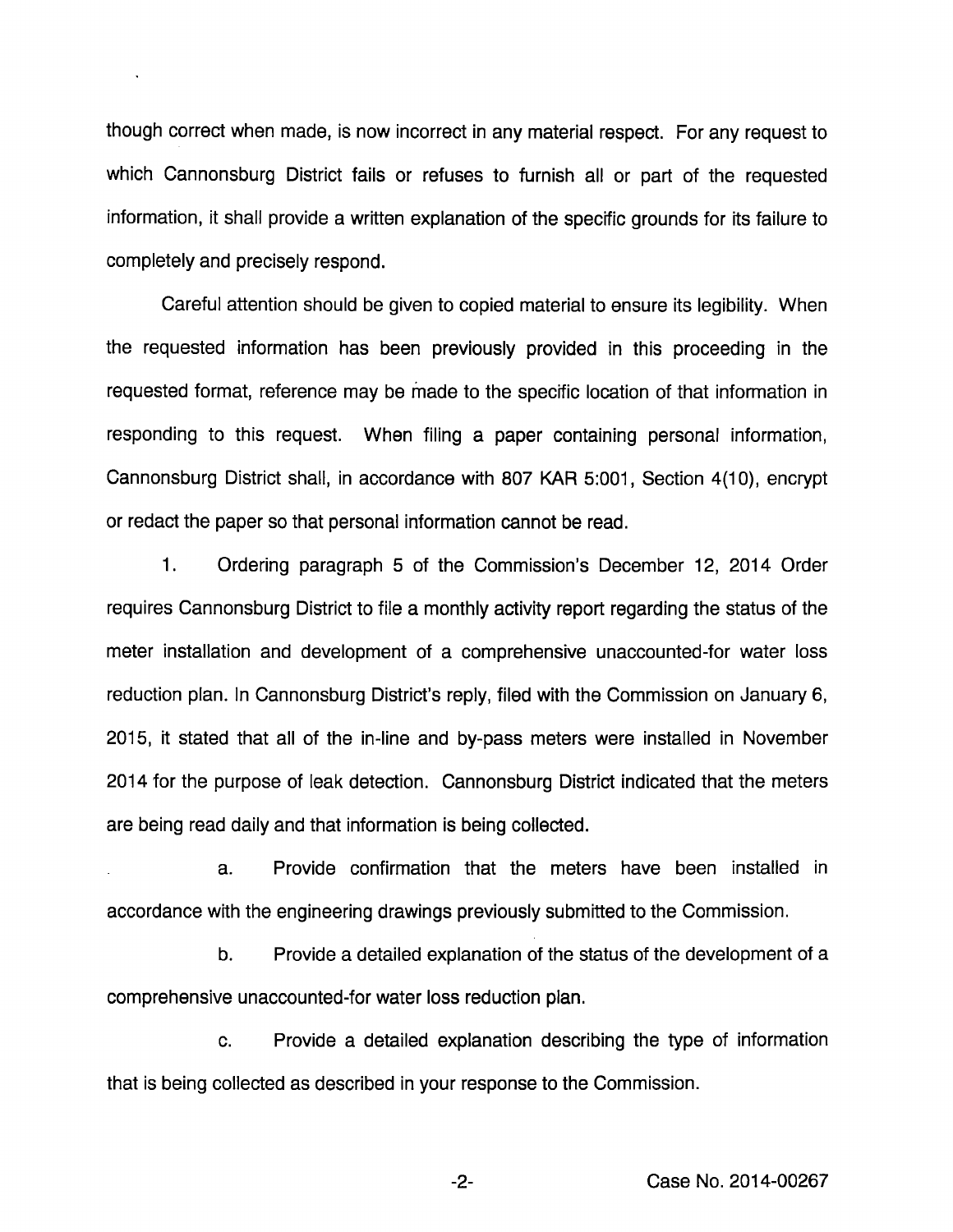though correct when made, is now incorrect in any material respect. For any request to which Cannonsburg District fails or refuses to furnish all or part of the requested information, it shall provide a written explanation of the specific grounds for its failure to completely and precisely respond.

Careful attention should be given to copied material to ensure its legibility. When the requested information has been previously provided in this proceeding in the requested format, reference may be made to the specific location of that information in responding to this request. When filing a paper containing personal information, Cannonsburg District shall, in accordance with 807 KAR 5:001, Section 4(10), encrypt or redact the paper so that personal information cannot be read.

1. Ordering paragraph 5 of the Commission's December 12, 2014 Order requires Cannonsburg District to file a monthly activity report regarding the status of the meter installation and development of a comprehensive unaccounted-for water loss reduction plan. In Cannonsburg District's reply, filed with the Commission on January 6, 2015, it stated that all of the in-line and by-pass meters were installed in November 2014 for the purpose of leak detection. Cannonsburg District indicated that the meters are being read daily and that information is being collected.

a. Provide confirmation that the meters have been installed in accordance with the engineering drawings previously submitted to the Commission.

b. Provide a detailed explanation of the status of the development of a comprehensive unaccounted-for water loss reduction plan.

c. Provide a detailed explanation describing the type of information that is being collected as described in your response to the Commission.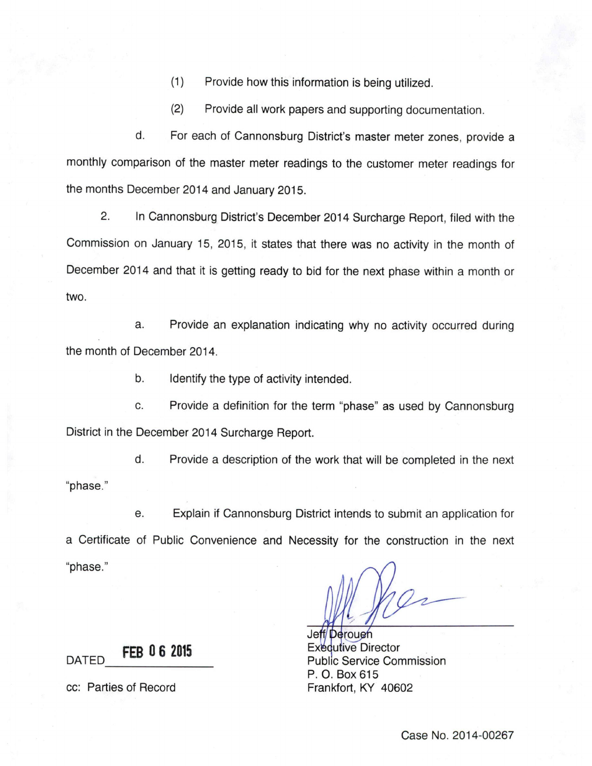(1) Provide how this information is being utilized.

(2) Provide all work papers and supporting documentation.

d. For each of Cannonsburg District's master meter zones, provide a monthly comparison of the master meter readings to the customer meter readings for the months December 2014 and January 2015.

2. In Cannonsburg District's December 2014 Surcharge Report, filed with the Commission on January 15, 2015, it states that there was no activity in the month of December 2014 and that it is getting ready to bid for the next phase within a month or two.

a. Provide an explanation indicating why no activity occurred during the month of December 2014.

b. Identify the type of activity intended.

c. Provide a definition for the term "phase" as used by Cannonsburg District in the December 2014 Surcharge Report.

d. Provide a description of the work that will be completed in the next "phase."

e. Explain if Cannonsburg District intends to submit an application for a Certificate of Public Convenience and Necessity for the construction in the next "phase."

DATED **FEB 06 2015**

Jeff Derouen
Executive Director
Public Service Commission
P. O. Box 615
Frankfort, KY 40602

cc: Parties of Record

Case No. 2014-00267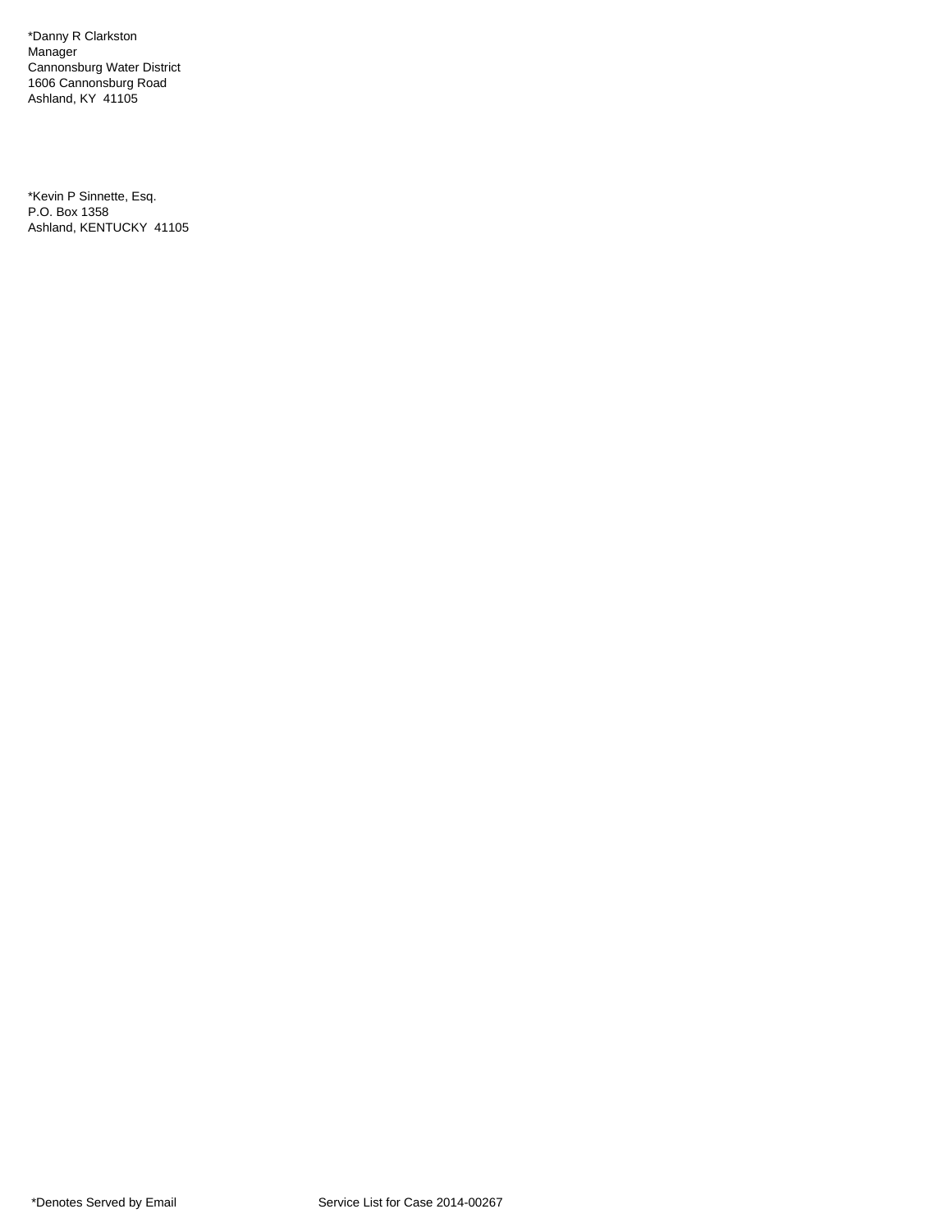*Danny R Clarkston
Manager
Cannonsburg Water District
1606 Cannonsburg Road
Ashland, KY  41105

*Kevin P Sinnette, Esq.
P.O. Box 1358
Ashland, KENTUCKY  41105

*Denotes Served by Email

Service List for Case 2014-00267